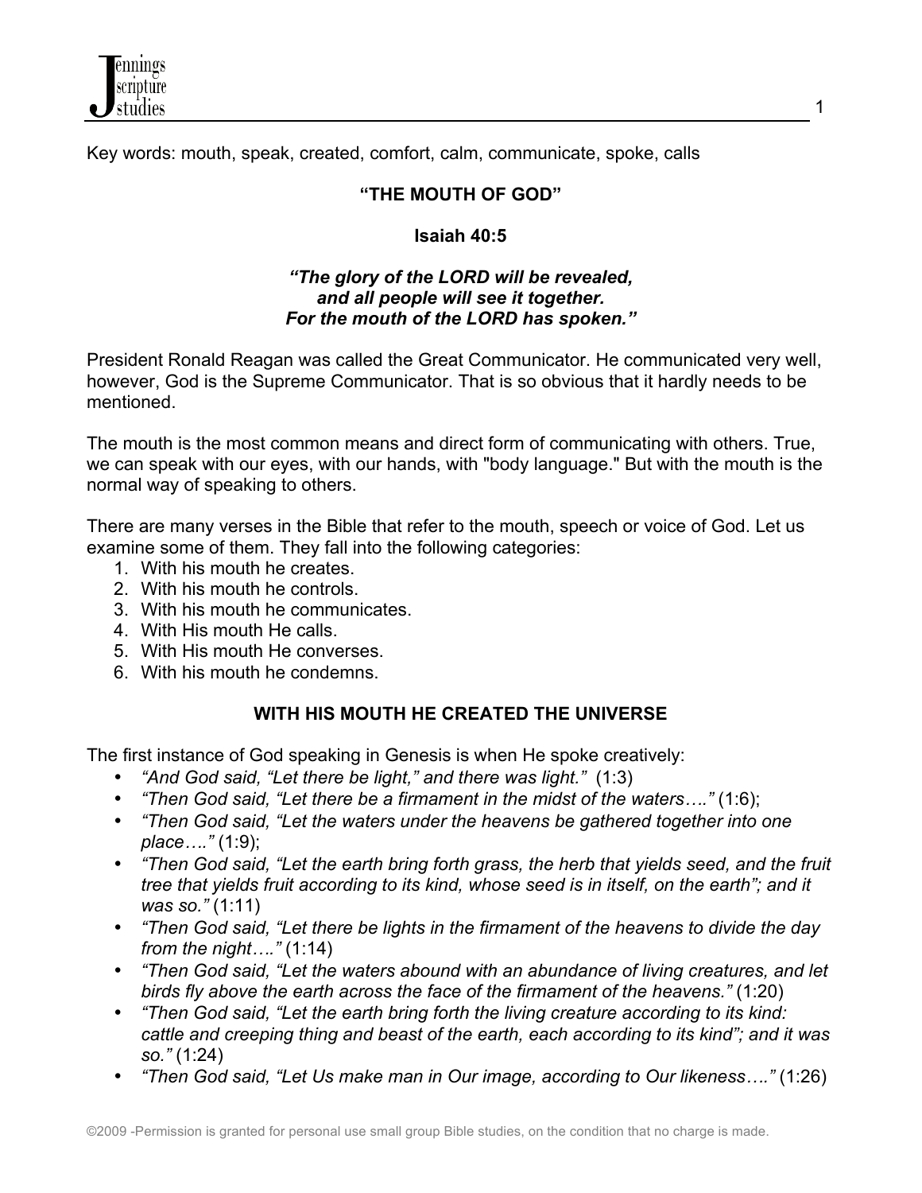Key words: mouth, speak, created, comfort, calm, communicate, spoke, calls

# "THE MOUTH OF GOD"

## Isaiah 40:5

***"The glory of the LORD will be revealed,***
***and all people will see it together.***
***For the mouth of the LORD has spoken."***

President Ronald Reagan was called the Great Communicator. He communicated very well, however, God is the Supreme Communicator. That is so obvious that it hardly needs to be mentioned.

The mouth is the most common means and direct form of communicating with others. True, we can speak with our eyes, with our hands, with "body language." But with the mouth is the normal way of speaking to others.

There are many verses in the Bible that refer to the mouth, speech or voice of God. Let us examine some of them. They fall into the following categories:

1. With his mouth he creates.
2. With his mouth he controls.
3. With his mouth he communicates.
4. With His mouth He calls.
5. With His mouth He converses.
6. With his mouth he condemns.

## WITH HIS MOUTH HE CREATED THE UNIVERSE

The first instance of God speaking in Genesis is when He spoke creatively:

- *"And God said, "Let there be light," and there was light."* (1:3)
- *"Then God said, "Let there be a firmament in the midst of the waters…."* (1:6);
- *"Then God said, "Let the waters under the heavens be gathered together into one place…."* (1:9);
- *"Then God said, "Let the earth bring forth grass, the herb that yields seed, and the fruit tree that yields fruit according to its kind, whose seed is in itself, on the earth"; and it was so."* (1:11)
- *"Then God said, "Let there be lights in the firmament of the heavens to divide the day from the night…."* (1:14)
- *"Then God said, "Let the waters abound with an abundance of living creatures, and let birds fly above the earth across the face of the firmament of the heavens."* (1:20)
- *"Then God said, "Let the earth bring forth the living creature according to its kind: cattle and creeping thing and beast of the earth, each according to its kind"; and it was so."* (1:24)
- *"Then God said, "Let Us make man in Our image, according to Our likeness…."* (1:26)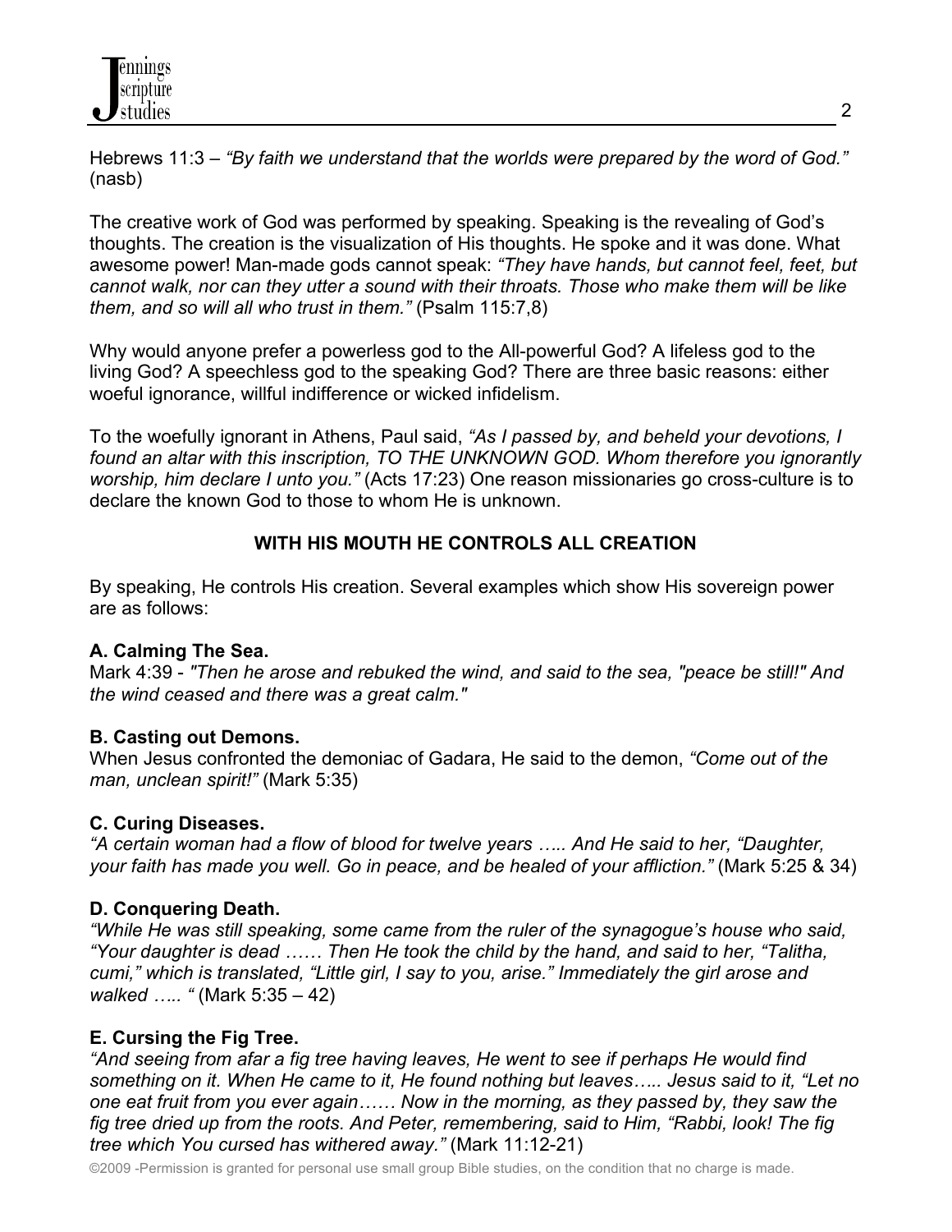Hebrews 11:3 – *"By faith we understand that the worlds were prepared by the word of God."* (nasb)

The creative work of God was performed by speaking. Speaking is the revealing of God's thoughts. The creation is the visualization of His thoughts. He spoke and it was done. What awesome power! Man-made gods cannot speak: *"They have hands, but cannot feel, feet, but cannot walk, nor can they utter a sound with their throats. Those who make them will be like them, and so will all who trust in them."* (Psalm 115:7,8)

Why would anyone prefer a powerless god to the All-powerful God? A lifeless god to the living God? A speechless god to the speaking God? There are three basic reasons: either woeful ignorance, willful indifference or wicked infidelism.

To the woefully ignorant in Athens, Paul said, *"As I passed by, and beheld your devotions, I found an altar with this inscription, TO THE UNKNOWN GOD. Whom therefore you ignorantly worship, him declare I unto you."* (Acts 17:23) One reason missionaries go cross-culture is to declare the known God to those to whom He is unknown.

## WITH HIS MOUTH HE CONTROLS ALL CREATION

By speaking, He controls His creation. Several examples which show His sovereign power are as follows:

### A. Calming The Sea.

Mark 4:39 - *"Then he arose and rebuked the wind, and said to the sea, "peace be still!" And the wind ceased and there was a great calm."*

### B. Casting out Demons.

When Jesus confronted the demoniac of Gadara, He said to the demon, *"Come out of the man, unclean spirit!"* (Mark 5:35)

### C. Curing Diseases.

*"A certain woman had a flow of blood for twelve years ….. And He said to her, "Daughter, your faith has made you well. Go in peace, and be healed of your affliction."* (Mark 5:25 & 34)

### D. Conquering Death.

*"While He was still speaking, some came from the ruler of the synagogue's house who said, "Your daughter is dead …… Then He took the child by the hand, and said to her, "Talitha, cumi," which is translated, "Little girl, I say to you, arise." Immediately the girl arose and walked ….. "* (Mark 5:35 – 42)

### E. Cursing the Fig Tree.

*"And seeing from afar a fig tree having leaves, He went to see if perhaps He would find something on it. When He came to it, He found nothing but leaves….. Jesus said to it, "Let no one eat fruit from you ever again…… Now in the morning, as they passed by, they saw the fig tree dried up from the roots. And Peter, remembering, said to Him, "Rabbi, look! The fig tree which You cursed has withered away."* (Mark 11:12-21)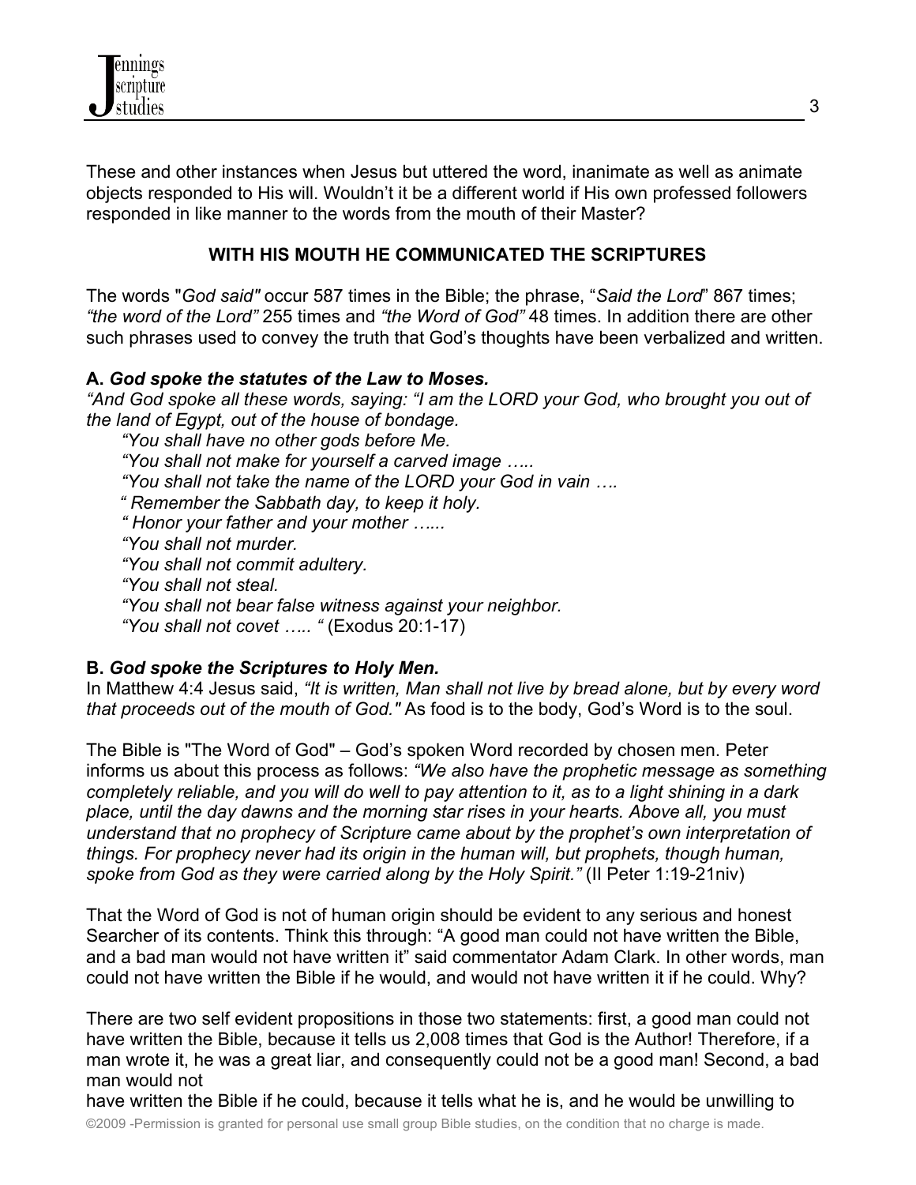These and other instances when Jesus but uttered the word, inanimate as well as animate objects responded to His will. Wouldn't it be a different world if His own professed followers responded in like manner to the words from the mouth of their Master?

## WITH HIS MOUTH HE COMMUNICATED THE SCRIPTURES

The words "*God said"* occur 587 times in the Bible; the phrase, "*Said the Lord*" 867 times; *"the word of the Lord"* 255 times and *"the Word of God"* 48 times. In addition there are other such phrases used to convey the truth that God's thoughts have been verbalized and written.

### A. *God spoke the statutes of the Law to Moses.*

*"And God spoke all these words, saying: "I am the LORD your God, who brought you out of the land of Egypt, out of the house of bondage.*

*"You shall have no other gods before Me.*
*"You shall not make for yourself a carved image …..*
*"You shall not take the name of the LORD your God in vain ….*
*" Remember the Sabbath day, to keep it holy.*
*" Honor your father and your mother …...*
*"You shall not murder.*
*"You shall not commit adultery.*
*"You shall not steal.*
*"You shall not bear false witness against your neighbor.*
*"You shall not covet ….. "* (Exodus 20:1-17)

### B. *God spoke the Scriptures to Holy Men.*

In Matthew 4:4 Jesus said, *"It is written, Man shall not live by bread alone, but by every word that proceeds out of the mouth of God."* As food is to the body, God's Word is to the soul.

The Bible is "The Word of God" – God's spoken Word recorded by chosen men. Peter informs us about this process as follows: *"We also have the prophetic message as something completely reliable, and you will do well to pay attention to it, as to a light shining in a dark place, until the day dawns and the morning star rises in your hearts. Above all, you must understand that no prophecy of Scripture came about by the prophet's own interpretation of things. For prophecy never had its origin in the human will, but prophets, though human, spoke from God as they were carried along by the Holy Spirit."* (II Peter 1:19-21niv)

That the Word of God is not of human origin should be evident to any serious and honest Searcher of its contents. Think this through: "A good man could not have written the Bible, and a bad man would not have written it" said commentator Adam Clark. In other words, man could not have written the Bible if he would, and would not have written it if he could. Why?

There are two self evident propositions in those two statements: first, a good man could not have written the Bible, because it tells us 2,008 times that God is the Author! Therefore, if a man wrote it, he was a great liar, and consequently could not be a good man! Second, a bad man would not have written the Bible if he could, because it tells what he is, and he would be unwilling to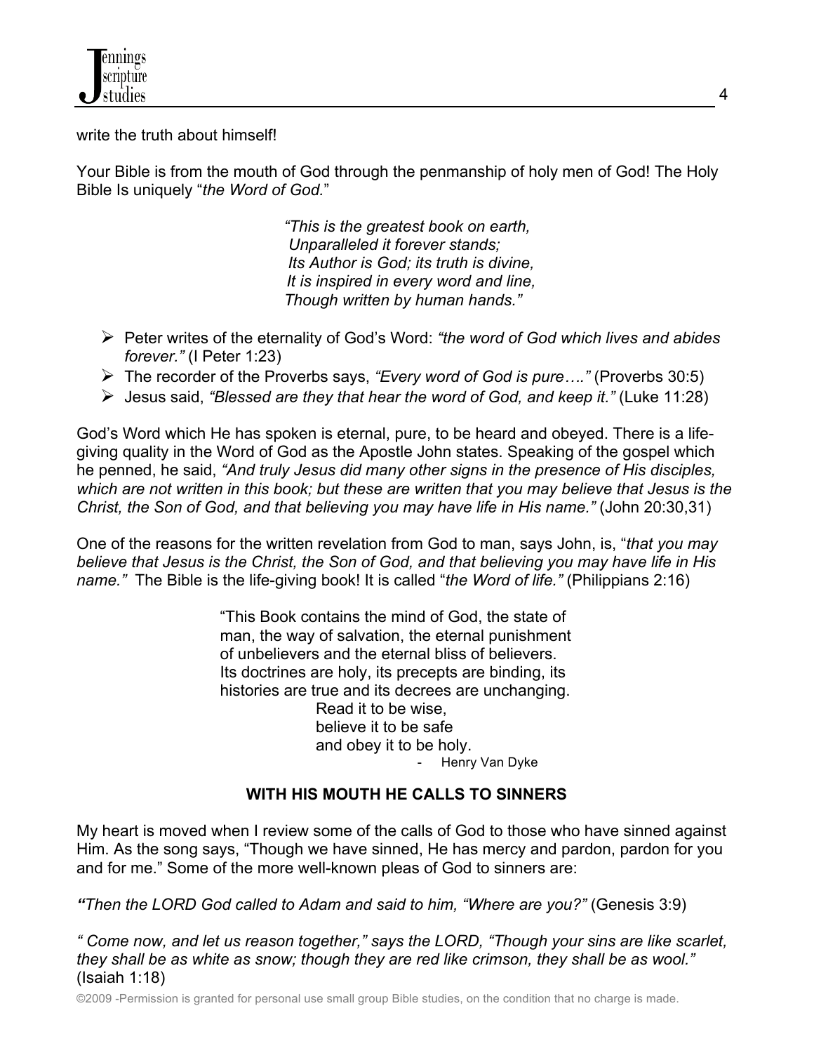write the truth about himself!

Your Bible is from the mouth of God through the penmanship of holy men of God! The Holy Bible Is uniquely "*the Word of God.*"

> *"This is the greatest book on earth,*
> *Unparalleled it forever stands;*
> *Its Author is God; its truth is divine,*
> *It is inspired in every word and line,*
> *Though written by human hands."*

- Peter writes of the eternality of God's Word: *"the word of God which lives and abides forever."* (I Peter 1:23)
- The recorder of the Proverbs says, *"Every word of God is pure…."* (Proverbs 30:5)
- Jesus said, *"Blessed are they that hear the word of God, and keep it."* (Luke 11:28)

God's Word which He has spoken is eternal, pure, to be heard and obeyed. There is a life-giving quality in the Word of God as the Apostle John states. Speaking of the gospel which he penned, he said, *"And truly Jesus did many other signs in the presence of His disciples, which are not written in this book; but these are written that you may believe that Jesus is the Christ, the Son of God, and that believing you may have life in His name."* (John 20:30,31)

One of the reasons for the written revelation from God to man, says John, is, "*that you may believe that Jesus is the Christ, the Son of God, and that believing you may have life in His name."* The Bible is the life-giving book! It is called "*the Word of life."* (Philippians 2:16)

> "This Book contains the mind of God, the state of man, the way of salvation, the eternal punishment of unbelievers and the eternal bliss of believers. Its doctrines are holy, its precepts are binding, its histories are true and its decrees are unchanging.
> Read it to be wise,
> believe it to be safe
> and obey it to be holy.
> - Henry Van Dyke

## WITH HIS MOUTH HE CALLS TO SINNERS

My heart is moved when I review some of the calls of God to those who have sinned against Him. As the song says, "Though we have sinned, He has mercy and pardon, pardon for you and for me." Some of the more well-known pleas of God to sinners are:

***"****Then the LORD God called to Adam and said to him, "Where are you?"* (Genesis 3:9)

*" Come now, and let us reason together," says the LORD, "Though your sins are like scarlet, they shall be as white as snow; though they are red like crimson, they shall be as wool."* (Isaiah 1:18)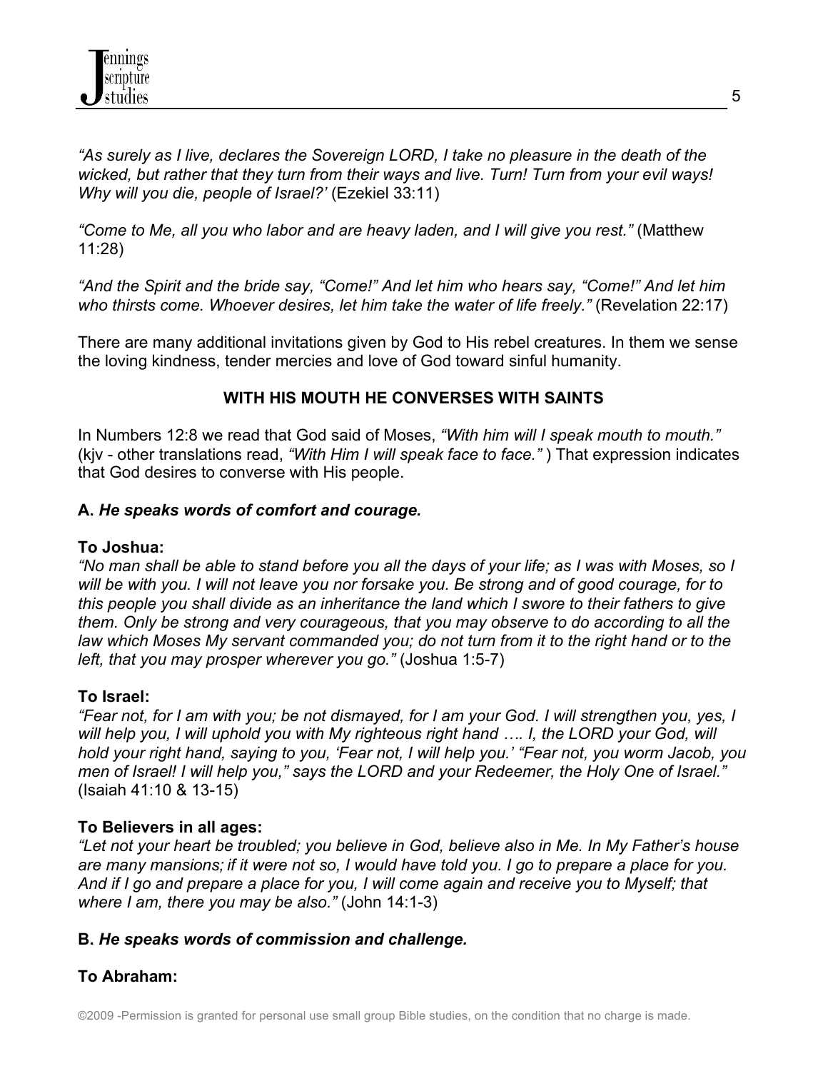*"As surely as I live, declares the Sovereign LORD, I take no pleasure in the death of the wicked, but rather that they turn from their ways and live. Turn! Turn from your evil ways! Why will you die, people of Israel?'* (Ezekiel 33:11)

*"Come to Me, all you who labor and are heavy laden, and I will give you rest."* (Matthew 11:28)

*"And the Spirit and the bride say, "Come!" And let him who hears say, "Come!" And let him who thirsts come. Whoever desires, let him take the water of life freely."* (Revelation 22:17)

There are many additional invitations given by God to His rebel creatures. In them we sense the loving kindness, tender mercies and love of God toward sinful humanity.

## WITH HIS MOUTH HE CONVERSES WITH SAINTS

In Numbers 12:8 we read that God said of Moses, *"With him will I speak mouth to mouth."* (kjv - other translations read, *"With Him I will speak face to face."* ) That expression indicates that God desires to converse with His people.

### A. *He speaks words of comfort and courage.*

**To Joshua:**
*"No man shall be able to stand before you all the days of your life; as I was with Moses, so I will be with you. I will not leave you nor forsake you. Be strong and of good courage, for to this people you shall divide as an inheritance the land which I swore to their fathers to give them. Only be strong and very courageous, that you may observe to do according to all the law which Moses My servant commanded you; do not turn from it to the right hand or to the left, that you may prosper wherever you go."* (Joshua 1:5-7)

**To Israel:**
*"Fear not, for I am with you; be not dismayed, for I am your God. I will strengthen you, yes, I will help you, I will uphold you with My righteous right hand …. I, the LORD your God, will hold your right hand, saying to you, 'Fear not, I will help you.' "Fear not, you worm Jacob, you men of Israel! I will help you," says the LORD and your Redeemer, the Holy One of Israel."* (Isaiah 41:10 & 13-15)

**To Believers in all ages:**
*"Let not your heart be troubled; you believe in God, believe also in Me. In My Father's house are many mansions; if it were not so, I would have told you. I go to prepare a place for you. And if I go and prepare a place for you, I will come again and receive you to Myself; that where I am, there you may be also."* (John 14:1-3)

### B. *He speaks words of commission and challenge.*

**To Abraham:**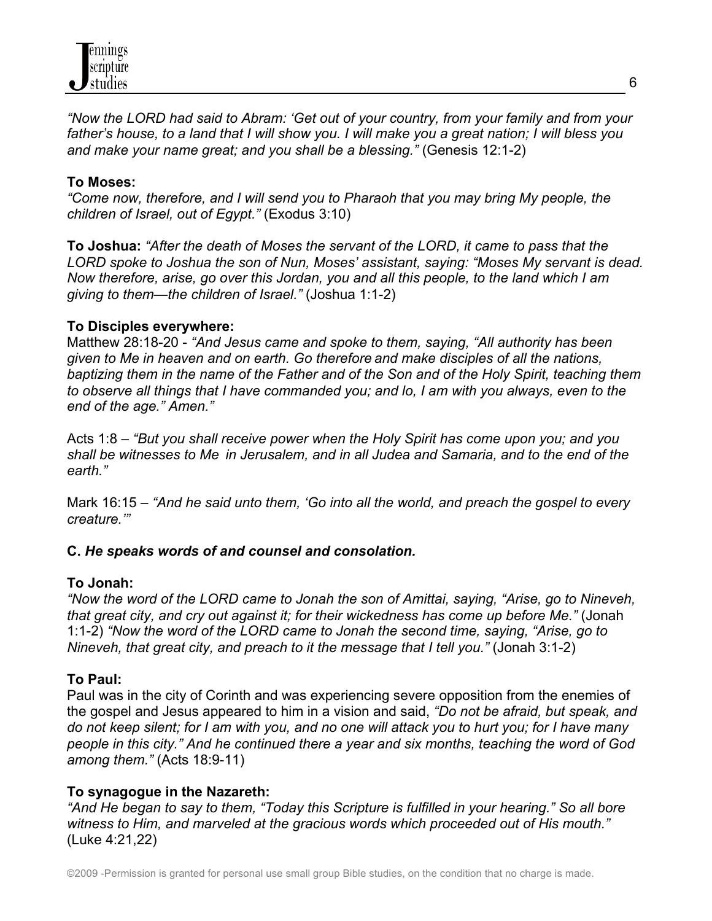*"Now the LORD had said to Abram: 'Get out of your country, from your family and from your father's house, to a land that I will show you. I will make you a great nation; I will bless you and make your name great; and you shall be a blessing."* (Genesis 12:1-2)

**To Moses:**
*"Come now, therefore, and I will send you to Pharaoh that you may bring My people, the children of Israel, out of Egypt."* (Exodus 3:10)

**To Joshua:** *"After the death of Moses the servant of the LORD, it came to pass that the LORD spoke to Joshua the son of Nun, Moses' assistant, saying: "Moses My servant is dead. Now therefore, arise, go over this Jordan, you and all this people, to the land which I am giving to them—the children of Israel."* (Joshua 1:1-2)

**To Disciples everywhere:**
Matthew 28:18-20 - *"And Jesus came and spoke to them, saying, "All authority has been given to Me in heaven and on earth. Go therefore and make disciples of all the nations, baptizing them in the name of the Father and of the Son and of the Holy Spirit, teaching them to observe all things that I have commanded you; and lo, I am with you always, even to the end of the age." Amen."*

Acts 1:8 – *"But you shall receive power when the Holy Spirit has come upon you; and you shall be witnesses to Me in Jerusalem, and in all Judea and Samaria, and to the end of the earth."*

Mark 16:15 – *"And he said unto them, 'Go into all the world, and preach the gospel to every creature.'"*

**C.** ***He speaks words of and counsel and consolation.***

**To Jonah:**
*"Now the word of the LORD came to Jonah the son of Amittai, saying, "Arise, go to Nineveh, that great city, and cry out against it; for their wickedness has come up before Me."* (Jonah 1:1-2) *"Now the word of the LORD came to Jonah the second time, saying, "Arise, go to Nineveh, that great city, and preach to it the message that I tell you."* (Jonah 3:1-2)

**To Paul:**
Paul was in the city of Corinth and was experiencing severe opposition from the enemies of the gospel and Jesus appeared to him in a vision and said, *"Do not be afraid, but speak, and do not keep silent; for I am with you, and no one will attack you to hurt you; for I have many people in this city." And he continued there a year and six months, teaching the word of God among them."* (Acts 18:9-11)

**To synagogue in the Nazareth:**
*"And He began to say to them, "Today this Scripture is fulfilled in your hearing." So all bore witness to Him, and marveled at the gracious words which proceeded out of His mouth."* (Luke 4:21,22)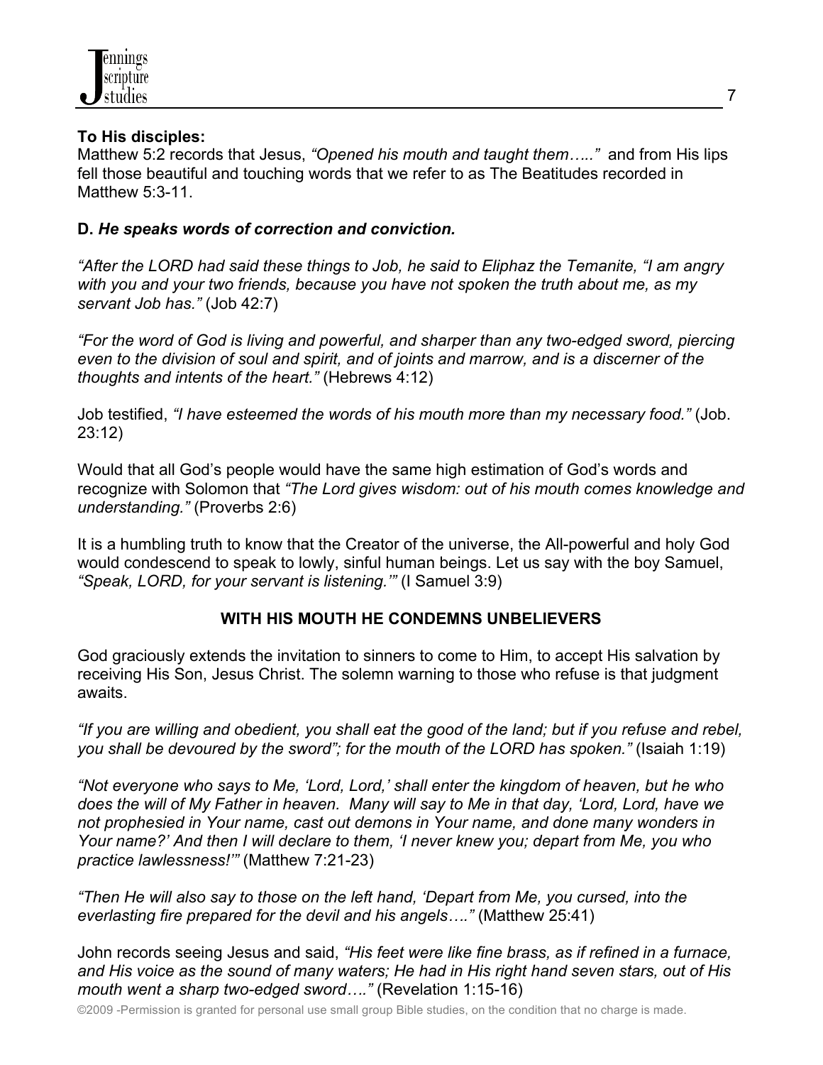**To His disciples:**
Matthew 5:2 records that Jesus, *"Opened his mouth and taught them….."* and from His lips fell those beautiful and touching words that we refer to as The Beatitudes recorded in Matthew 5:3-11.

**D.** ***He speaks words of correction and conviction.***

*"After the LORD had said these things to Job, he said to Eliphaz the Temanite, "I am angry with you and your two friends, because you have not spoken the truth about me, as my servant Job has."* (Job 42:7)

*"For the word of God is living and powerful, and sharper than any two-edged sword, piercing even to the division of soul and spirit, and of joints and marrow, and is a discerner of the thoughts and intents of the heart."* (Hebrews 4:12)

Job testified, *"I have esteemed the words of his mouth more than my necessary food."* (Job. 23:12)

Would that all God's people would have the same high estimation of God's words and recognize with Solomon that *"The Lord gives wisdom: out of his mouth comes knowledge and understanding."* (Proverbs 2:6)

It is a humbling truth to know that the Creator of the universe, the All-powerful and holy God would condescend to speak to lowly, sinful human beings. Let us say with the boy Samuel, *"Speak, LORD, for your servant is listening.'"* (I Samuel 3:9)

## WITH HIS MOUTH HE CONDEMNS UNBELIEVERS

God graciously extends the invitation to sinners to come to Him, to accept His salvation by receiving His Son, Jesus Christ. The solemn warning to those who refuse is that judgment awaits.

*"If you are willing and obedient, you shall eat the good of the land; but if you refuse and rebel, you shall be devoured by the sword"; for the mouth of the LORD has spoken."* (Isaiah 1:19)

*"Not everyone who says to Me, 'Lord, Lord,' shall enter the kingdom of heaven, but he who does the will of My Father in heaven. Many will say to Me in that day, 'Lord, Lord, have we not prophesied in Your name, cast out demons in Your name, and done many wonders in Your name?' And then I will declare to them, 'I never knew you; depart from Me, you who practice lawlessness!'"* (Matthew 7:21-23)

*"Then He will also say to those on the left hand, 'Depart from Me, you cursed, into the everlasting fire prepared for the devil and his angels…."* (Matthew 25:41)

John records seeing Jesus and said, *"His feet were like fine brass, as if refined in a furnace, and His voice as the sound of many waters; He had in His right hand seven stars, out of His mouth went a sharp two-edged sword…."* (Revelation 1:15-16)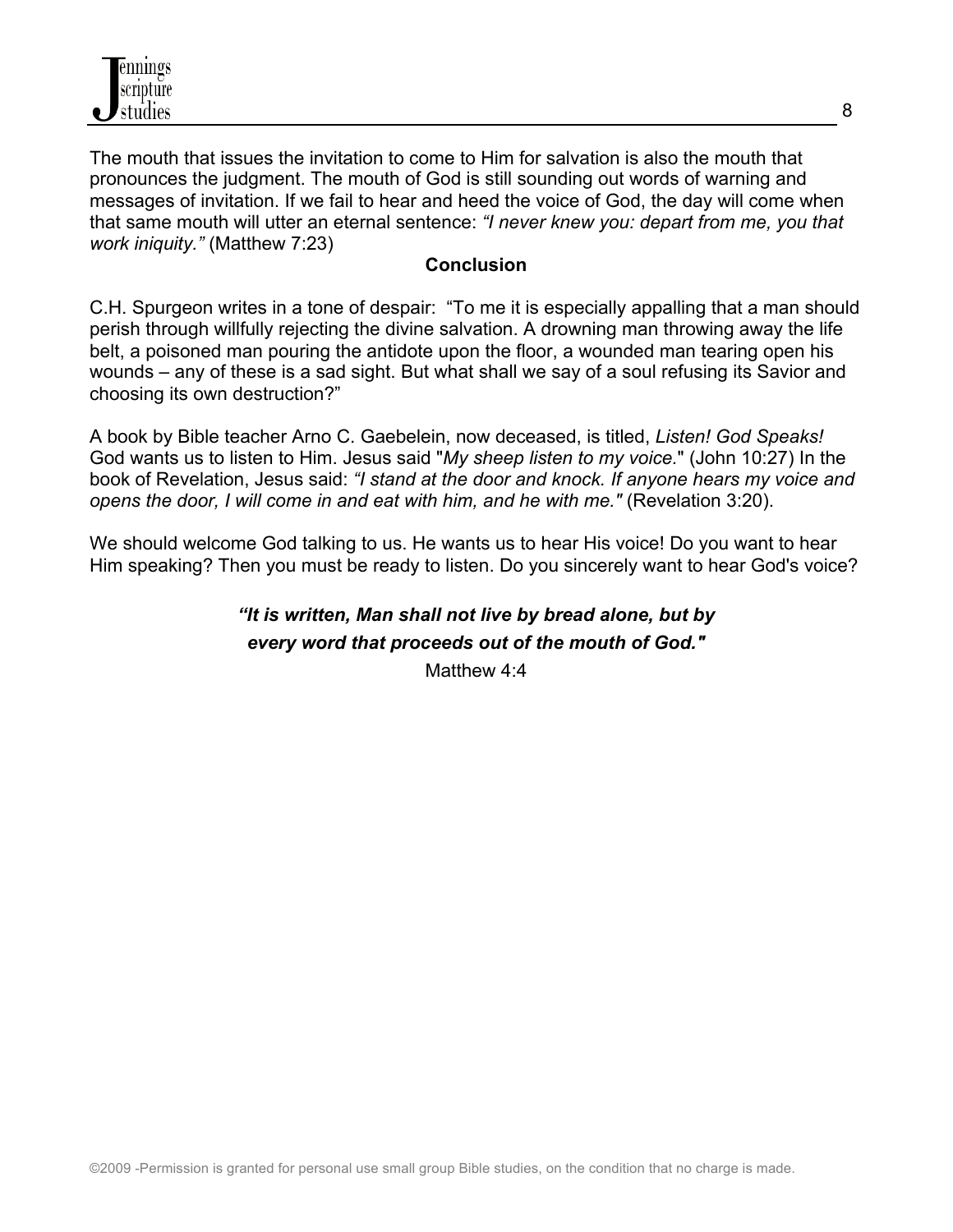The mouth that issues the invitation to come to Him for salvation is also the mouth that pronounces the judgment. The mouth of God is still sounding out words of warning and messages of invitation. If we fail to hear and heed the voice of God, the day will come when that same mouth will utter an eternal sentence: *"I never knew you: depart from me, you that work iniquity."* (Matthew 7:23)

## Conclusion

C.H. Spurgeon writes in a tone of despair: "To me it is especially appalling that a man should perish through willfully rejecting the divine salvation. A drowning man throwing away the life belt, a poisoned man pouring the antidote upon the floor, a wounded man tearing open his wounds – any of these is a sad sight. But what shall we say of a soul refusing its Savior and choosing its own destruction?"

A book by Bible teacher Arno C. Gaebelein, now deceased, is titled, *Listen! God Speaks!* God wants us to listen to Him. Jesus said "*My sheep listen to my voice.*" (John 10:27) In the book of Revelation, Jesus said: *"I stand at the door and knock. If anyone hears my voice and opens the door, I will come in and eat with him, and he with me."* (Revelation 3:20).

We should welcome God talking to us. He wants us to hear His voice! Do you want to hear Him speaking? Then you must be ready to listen. Do you sincerely want to hear God's voice?

***"It is written, Man shall not live by bread alone, but by every word that proceeds out of the mouth of God."***

Matthew 4:4

©2009 -Permission is granted for personal use small group Bible studies, on the condition that no charge is made.